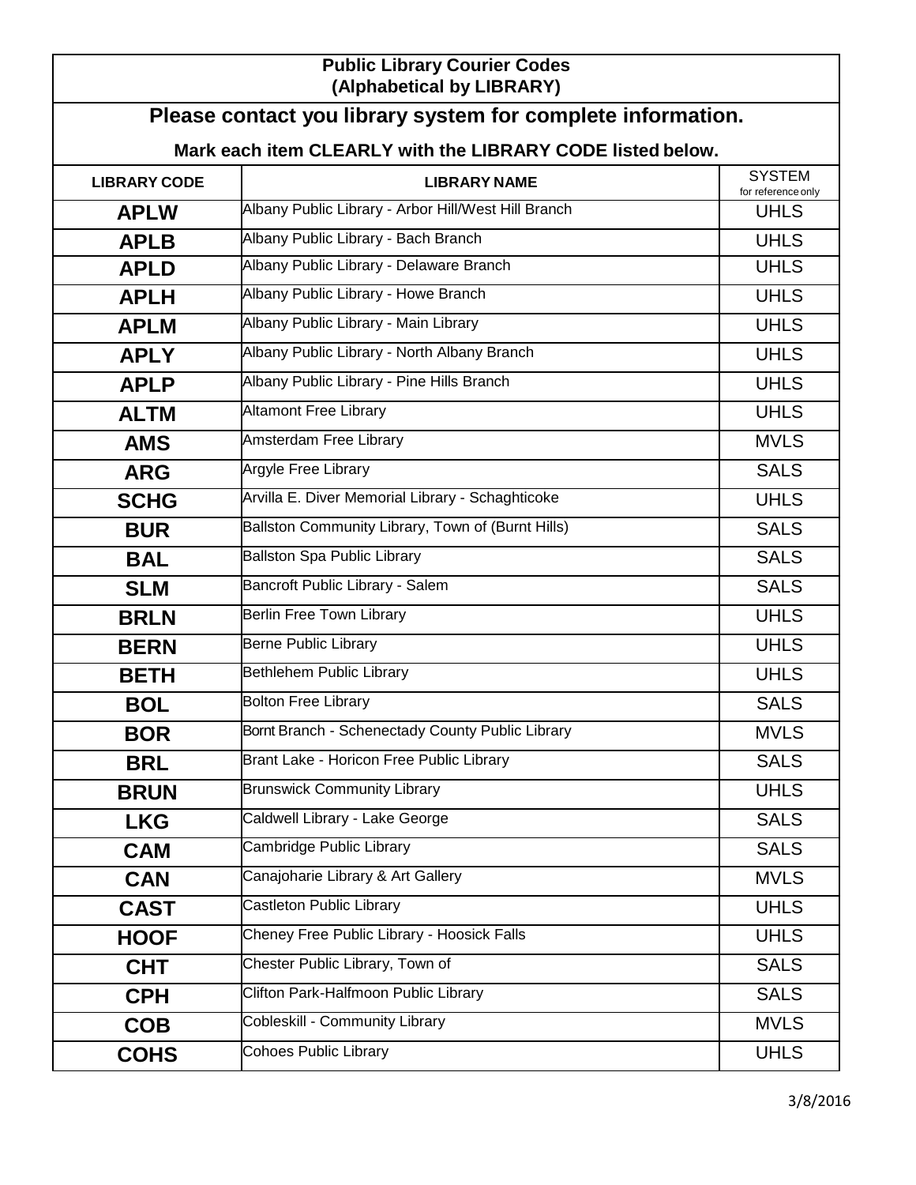# Public Library Courier Codes
## (Alphabetical by LIBRARY)

## Please contact you library system for complete information.

### Mark each item CLEARLY with the LIBRARY CODE listed below.

| LIBRARY CODE | LIBRARY NAME | SYSTEM for reference only |
|---|---|---|
| **APLW** | Albany Public Library - Arbor Hill/West Hill Branch | UHLS |
| **APLB** | Albany Public Library - Bach Branch | UHLS |
| **APLD** | Albany Public Library - Delaware Branch | UHLS |
| **APLH** | Albany Public Library - Howe Branch | UHLS |
| **APLM** | Albany Public Library - Main Library | UHLS |
| **APLY** | Albany Public Library - North Albany Branch | UHLS |
| **APLP** | Albany Public Library - Pine Hills Branch | UHLS |
| **ALTM** | Altamont Free Library | UHLS |
| **AMS** | Amsterdam Free Library | MVLS |
| **ARG** | Argyle Free Library | SALS |
| **SCHG** | Arvilla E. Diver Memorial Library - Schaghticoke | UHLS |
| **BUR** | Ballston Community Library, Town of (Burnt Hills) | SALS |
| **BAL** | Ballston Spa Public Library | SALS |
| **SLM** | Bancroft Public Library - Salem | SALS |
| **BRLN** | Berlin Free Town Library | UHLS |
| **BERN** | Berne Public Library | UHLS |
| **BETH** | Bethlehem Public Library | UHLS |
| **BOL** | Bolton Free Library | SALS |
| **BOR** | Bornt Branch - Schenectady County Public Library | MVLS |
| **BRL** | Brant Lake - Horicon Free Public Library | SALS |
| **BRUN** | Brunswick Community Library | UHLS |
| **LKG** | Caldwell Library - Lake George | SALS |
| **CAM** | Cambridge Public Library | SALS |
| **CAN** | Canajoharie Library & Art Gallery | MVLS |
| **CAST** | Castleton Public Library | UHLS |
| **HOOF** | Cheney Free Public Library - Hoosick Falls | UHLS |
| **CHT** | Chester Public Library, Town of | SALS |
| **CPH** | Clifton Park-Halfmoon Public Library | SALS |
| **COB** | Cobleskill - Community Library | MVLS |
| **COHS** | Cohoes Public Library | UHLS |

3/8/2016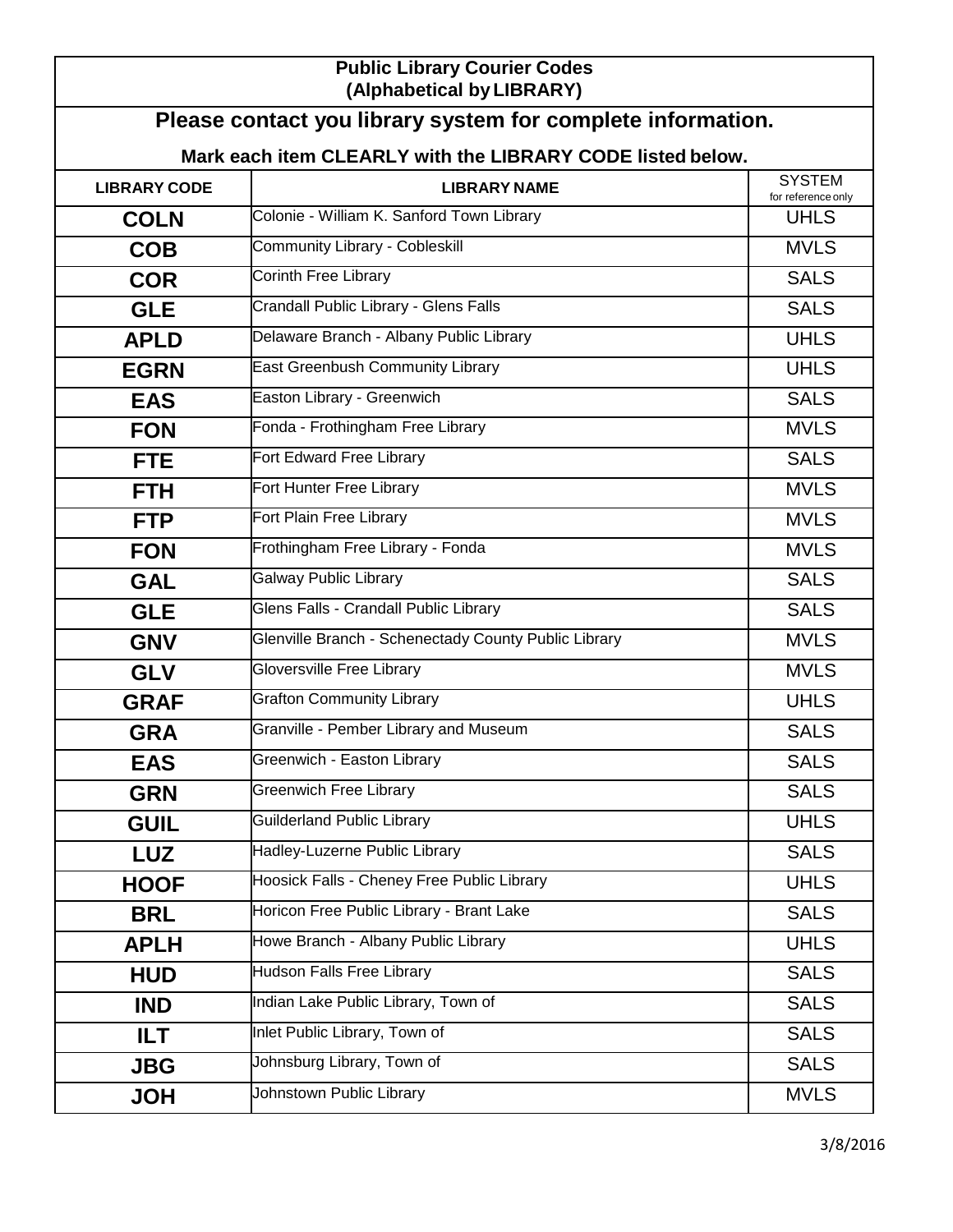**Public Library Courier Codes**
**(Alphabetical by LIBRARY)**

## Please contact you library system for complete information.

### Mark each item CLEARLY with the LIBRARY CODE listed below.

| LIBRARY CODE | LIBRARY NAME | SYSTEM for reference only |
|---|---|---|
| **COLN** | Colonie - William K. Sanford Town Library | UHLS |
| **COB** | Community Library - Cobleskill | MVLS |
| **COR** | Corinth Free Library | SALS |
| **GLE** | Crandall Public Library - Glens Falls | SALS |
| **APLD** | Delaware Branch - Albany Public Library | UHLS |
| **EGRN** | East Greenbush Community Library | UHLS |
| **EAS** | Easton Library - Greenwich | SALS |
| **FON** | Fonda - Frothingham Free Library | MVLS |
| **FTE** | Fort Edward Free Library | SALS |
| **FTH** | Fort Hunter Free Library | MVLS |
| **FTP** | Fort Plain Free Library | MVLS |
| **FON** | Frothingham Free Library - Fonda | MVLS |
| **GAL** | Galway Public Library | SALS |
| **GLE** | Glens Falls - Crandall Public Library | SALS |
| **GNV** | Glenville Branch - Schenectady County Public Library | MVLS |
| **GLV** | Gloversville Free Library | MVLS |
| **GRAF** | Grafton Community Library | UHLS |
| **GRA** | Granville - Pember Library and Museum | SALS |
| **EAS** | Greenwich - Easton Library | SALS |
| **GRN** | Greenwich Free Library | SALS |
| **GUIL** | Guilderland Public Library | UHLS |
| **LUZ** | Hadley-Luzerne Public Library | SALS |
| **HOOF** | Hoosick Falls - Cheney Free Public Library | UHLS |
| **BRL** | Horicon Free Public Library - Brant Lake | SALS |
| **APLH** | Howe Branch - Albany Public Library | UHLS |
| **HUD** | Hudson Falls Free Library | SALS |
| **IND** | Indian Lake Public Library, Town of | SALS |
| **ILT** | Inlet Public Library, Town of | SALS |
| **JBG** | Johnsburg Library, Town of | SALS |
| **JOH** | Johnstown Public Library | MVLS |

3/8/2016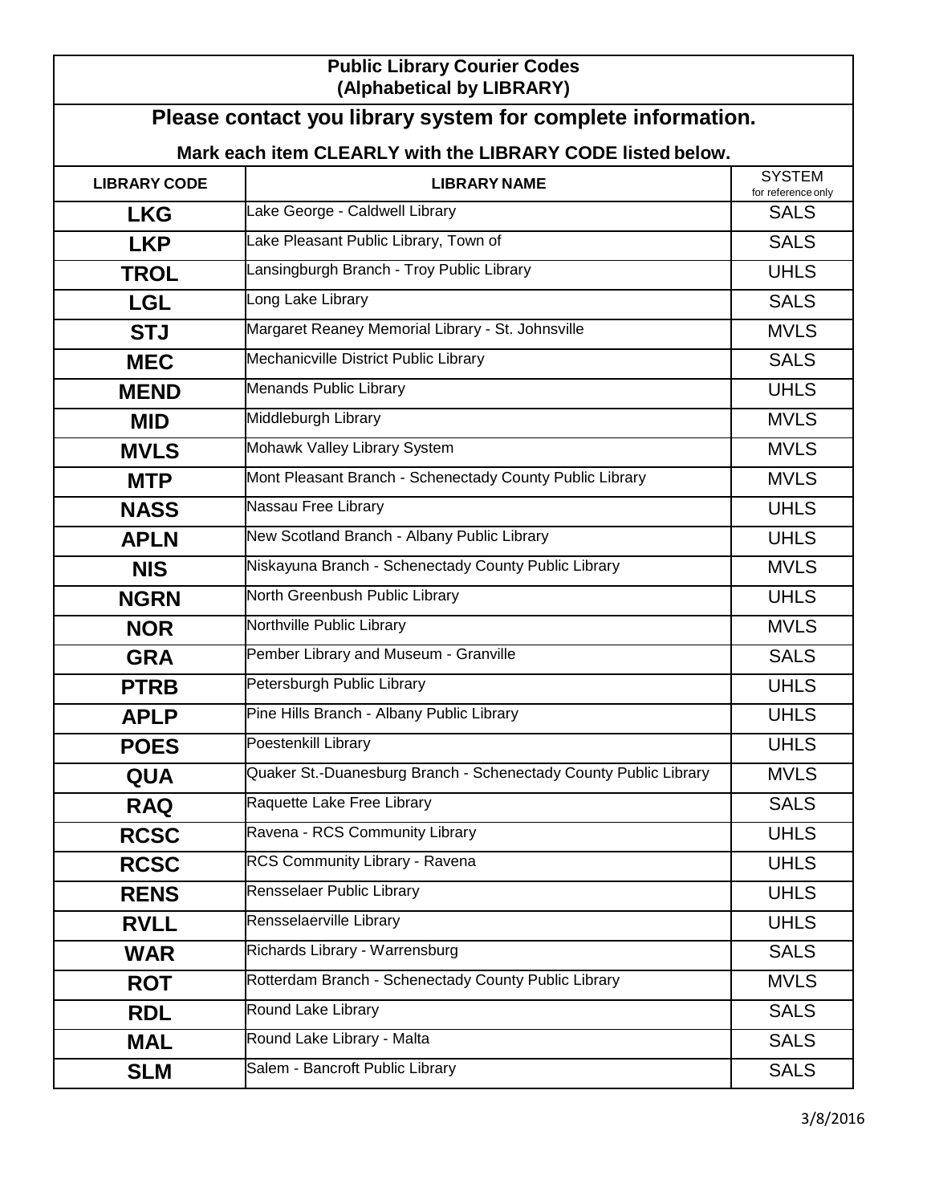# Public Library Courier Codes
## (Alphabetical by LIBRARY)

## Please contact you library system for complete information.

**Mark each item CLEARLY with the LIBRARY CODE listed below.**

| LIBRARY CODE | LIBRARY NAME | SYSTEM for reference only |
|---|---|---|
| **LKG** | Lake George - Caldwell Library | SALS |
| **LKP** | Lake Pleasant Public Library, Town of | SALS |
| **TROL** | Lansingburgh Branch - Troy Public Library | UHLS |
| **LGL** | Long Lake Library | SALS |
| **STJ** | Margaret Reaney Memorial Library - St. Johnsville | MVLS |
| **MEC** | Mechanicville District Public Library | SALS |
| **MEND** | Menands Public Library | UHLS |
| **MID** | Middleburgh Library | MVLS |
| **MVLS** | Mohawk Valley Library System | MVLS |
| **MTP** | Mont Pleasant Branch - Schenectady County Public Library | MVLS |
| **NASS** | Nassau Free Library | UHLS |
| **APLN** | New Scotland Branch - Albany Public Library | UHLS |
| **NIS** | Niskayuna Branch - Schenectady County Public Library | MVLS |
| **NGRN** | North Greenbush Public Library | UHLS |
| **NOR** | Northville Public Library | MVLS |
| **GRA** | Pember Library and Museum - Granville | SALS |
| **PTRB** | Petersburgh Public Library | UHLS |
| **APLP** | Pine Hills Branch - Albany Public Library | UHLS |
| **POES** | Poestenkill Library | UHLS |
| **QUA** | Quaker St.-Duanesburg Branch - Schenectady County Public Library | MVLS |
| **RAQ** | Raquette Lake Free Library | SALS |
| **RCSC** | Ravena - RCS Community Library | UHLS |
| **RCSC** | RCS Community Library - Ravena | UHLS |
| **RENS** | Rensselaer Public Library | UHLS |
| **RVLL** | Rensselaerville Library | UHLS |
| **WAR** | Richards Library - Warrensburg | SALS |
| **ROT** | Rotterdam Branch - Schenectady County Public Library | MVLS |
| **RDL** | Round Lake Library | SALS |
| **MAL** | Round Lake Library - Malta | SALS |
| **SLM** | Salem - Bancroft Public Library | SALS |

3/8/2016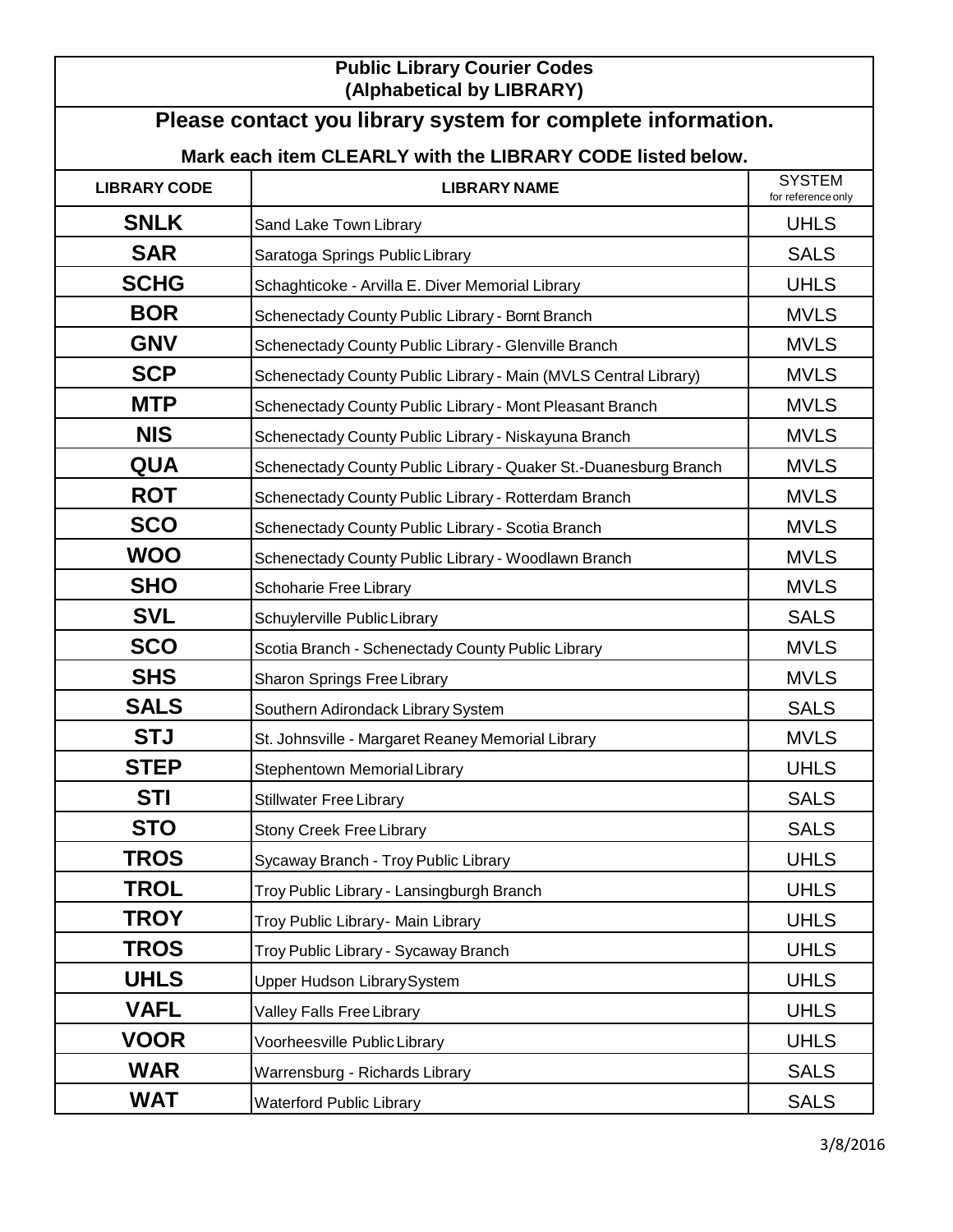**Public Library Courier Codes (Alphabetical by LIBRARY)**

## Please contact you library system for complete information.

**Mark each item CLEARLY with the LIBRARY CODE listed below.**

| LIBRARY CODE | LIBRARY NAME | SYSTEM for reference only |
|---|---|---|
| **SNLK** | Sand Lake Town Library | UHLS |
| **SAR** | Saratoga Springs Public Library | SALS |
| **SCHG** | Schaghticoke - Arvilla E. Diver Memorial Library | UHLS |
| **BOR** | Schenectady County Public Library - Bornt Branch | MVLS |
| **GNV** | Schenectady County Public Library - Glenville Branch | MVLS |
| **SCP** | Schenectady County Public Library - Main (MVLS Central Library) | MVLS |
| **MTP** | Schenectady County Public Library - Mont Pleasant Branch | MVLS |
| **NIS** | Schenectady County Public Library - Niskayuna Branch | MVLS |
| **QUA** | Schenectady County Public Library - Quaker St.-Duanesburg Branch | MVLS |
| **ROT** | Schenectady County Public Library - Rotterdam Branch | MVLS |
| **SCO** | Schenectady County Public Library - Scotia Branch | MVLS |
| **WOO** | Schenectady County Public Library - Woodlawn Branch | MVLS |
| **SHO** | Schoharie Free Library | MVLS |
| **SVL** | Schuylerville Public Library | SALS |
| **SCO** | Scotia Branch - Schenectady County Public Library | MVLS |
| **SHS** | Sharon Springs Free Library | MVLS |
| **SALS** | Southern Adirondack Library System | SALS |
| **STJ** | St. Johnsville - Margaret Reaney Memorial Library | MVLS |
| **STEP** | Stephentown Memorial Library | UHLS |
| **STI** | Stillwater Free Library | SALS |
| **STO** | Stony Creek Free Library | SALS |
| **TROS** | Sycaway Branch - Troy Public Library | UHLS |
| **TROL** | Troy Public Library - Lansingburgh Branch | UHLS |
| **TROY** | Troy Public Library- Main Library | UHLS |
| **TROS** | Troy Public Library - Sycaway Branch | UHLS |
| **UHLS** | Upper Hudson Library System | UHLS |
| **VAFL** | Valley Falls Free Library | UHLS |
| **VOOR** | Voorheesville Public Library | UHLS |
| **WAR** | Warrensburg - Richards Library | SALS |
| **WAT** | Waterford Public Library | SALS |

3/8/2016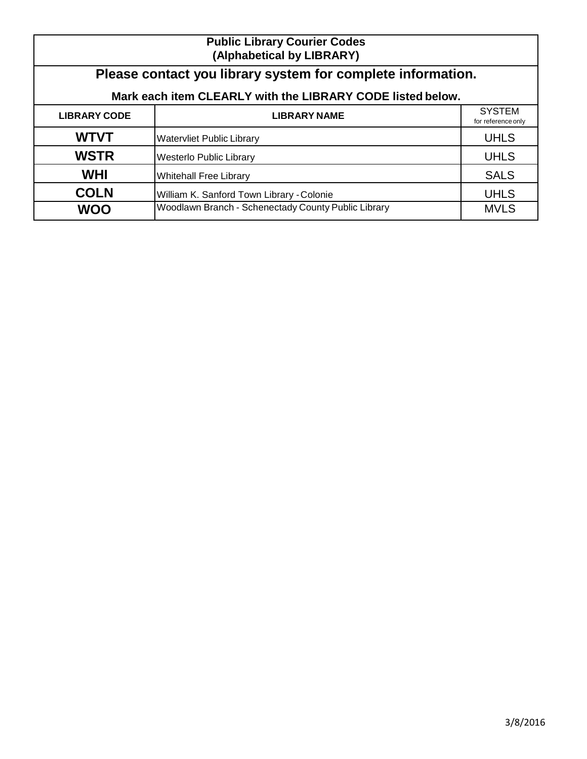**Public Library Courier Codes**
**(Alphabetical by LIBRARY)**

## Please contact you library system for complete information.

**Mark each item CLEARLY with the LIBRARY CODE listed below.**

| LIBRARY CODE | LIBRARY NAME | SYSTEM for reference only |
|---|---|---|
| **WTVT** | Watervliet Public Library | UHLS |
| **WSTR** | Westerlo Public Library | UHLS |
| **WHI** | Whitehall Free Library | SALS |
| **COLN** | William K. Sanford Town Library - Colonie | UHLS |
| **WOO** | Woodlawn Branch - Schenectady County Public Library | MVLS |

3/8/2016